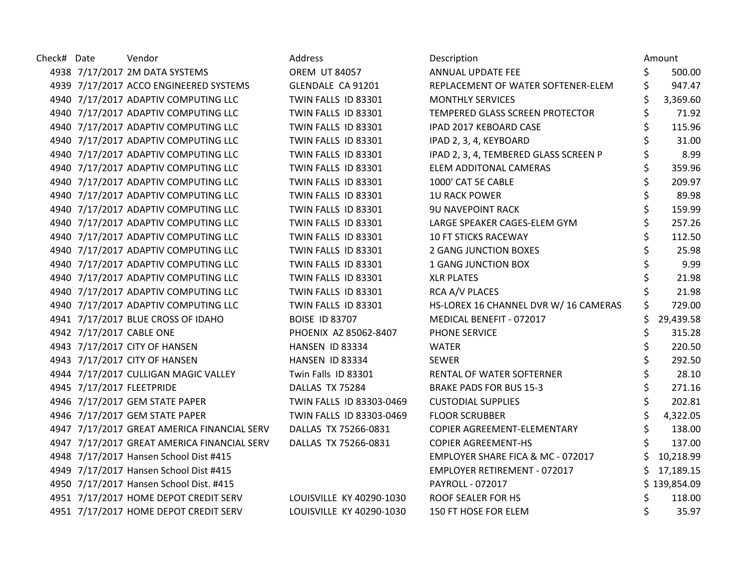| Check# | Date | Vendor | Address | Description | Amount |
|---|---|---|---|---|---|
| 4938 | 7/17/2017 | 2M DATA SYSTEMS | OREM UT 84057 | ANNUAL UPDATE FEE | $ 500.00 |
| 4939 | 7/17/2017 | ACCO ENGINEERED SYSTEMS | GLENDALE CA 91201 | REPLACEMENT OF WATER SOFTENER-ELEM | $ 947.47 |
| 4940 | 7/17/2017 | ADAPTIV COMPUTING LLC | TWIN FALLS ID 83301 | MONTHLY SERVICES | $ 3,369.60 |
| 4940 | 7/17/2017 | ADAPTIV COMPUTING LLC | TWIN FALLS ID 83301 | TEMPERED GLASS SCREEN PROTECTOR | $ 71.92 |
| 4940 | 7/17/2017 | ADAPTIV COMPUTING LLC | TWIN FALLS ID 83301 | IPAD 2017 KEBOARD CASE | $ 115.96 |
| 4940 | 7/17/2017 | ADAPTIV COMPUTING LLC | TWIN FALLS ID 83301 | IPAD 2, 3, 4, KEYBOARD | $ 31.00 |
| 4940 | 7/17/2017 | ADAPTIV COMPUTING LLC | TWIN FALLS ID 83301 | IPAD 2, 3, 4, TEMBERED GLASS SCREEN P | $ 8.99 |
| 4940 | 7/17/2017 | ADAPTIV COMPUTING LLC | TWIN FALLS ID 83301 | ELEM ADDITONAL CAMERAS | $ 359.96 |
| 4940 | 7/17/2017 | ADAPTIV COMPUTING LLC | TWIN FALLS ID 83301 | 1000' CAT 5E CABLE | $ 209.97 |
| 4940 | 7/17/2017 | ADAPTIV COMPUTING LLC | TWIN FALLS ID 83301 | 1U RACK POWER | $ 89.98 |
| 4940 | 7/17/2017 | ADAPTIV COMPUTING LLC | TWIN FALLS ID 83301 | 9U NAVEPOINT RACK | $ 159.99 |
| 4940 | 7/17/2017 | ADAPTIV COMPUTING LLC | TWIN FALLS ID 83301 | LARGE SPEAKER CAGES-ELEM GYM | $ 257.26 |
| 4940 | 7/17/2017 | ADAPTIV COMPUTING LLC | TWIN FALLS ID 83301 | 10 FT STICKS RACEWAY | $ 112.50 |
| 4940 | 7/17/2017 | ADAPTIV COMPUTING LLC | TWIN FALLS ID 83301 | 2 GANG JUNCTION BOXES | $ 25.98 |
| 4940 | 7/17/2017 | ADAPTIV COMPUTING LLC | TWIN FALLS ID 83301 | 1 GANG JUNCTION BOX | $ 9.99 |
| 4940 | 7/17/2017 | ADAPTIV COMPUTING LLC | TWIN FALLS ID 83301 | XLR PLATES | $ 21.98 |
| 4940 | 7/17/2017 | ADAPTIV COMPUTING LLC | TWIN FALLS ID 83301 | RCA A/V PLACES | $ 21.98 |
| 4940 | 7/17/2017 | ADAPTIV COMPUTING LLC | TWIN FALLS ID 83301 | HS-LOREX 16 CHANNEL DVR W/ 16 CAMERAS | $ 729.00 |
| 4941 | 7/17/2017 | BLUE CROSS OF IDAHO | BOISE ID 83707 | MEDICAL BENEFIT - 072017 | $ 29,439.58 |
| 4942 | 7/17/2017 | CABLE ONE | PHOENIX AZ 85062-8407 | PHONE SERVICE | $ 315.28 |
| 4943 | 7/17/2017 | CITY OF HANSEN | HANSEN ID 83334 | WATER | $ 220.50 |
| 4943 | 7/17/2017 | CITY OF HANSEN | HANSEN ID 83334 | SEWER | $ 292.50 |
| 4944 | 7/17/2017 | CULLIGAN MAGIC VALLEY | Twin Falls ID 83301 | RENTAL OF WATER SOFTERNER | $ 28.10 |
| 4945 | 7/17/2017 | FLEETPRIDE | DALLAS TX 75284 | BRAKE PADS FOR BUS 15-3 | $ 271.16 |
| 4946 | 7/17/2017 | GEM STATE PAPER | TWIN FALLS ID 83303-0469 | CUSTODIAL SUPPLIES | $ 202.81 |
| 4946 | 7/17/2017 | GEM STATE PAPER | TWIN FALLS ID 83303-0469 | FLOOR SCRUBBER | $ 4,322.05 |
| 4947 | 7/17/2017 | GREAT AMERICA FINANCIAL SERV | DALLAS TX 75266-0831 | COPIER AGREEMENT-ELEMENTARY | $ 138.00 |
| 4947 | 7/17/2017 | GREAT AMERICA FINANCIAL SERV | DALLAS TX 75266-0831 | COPIER AGREEMENT-HS | $ 137.00 |
| 4948 | 7/17/2017 | Hansen School Dist #415 | | EMPLOYER SHARE FICA & MC - 072017 | $ 10,218.99 |
| 4949 | 7/17/2017 | Hansen School Dist #415 | | EMPLOYER RETIREMENT - 072017 | $ 17,189.15 |
| 4950 | 7/17/2017 | Hansen School Dist. #415 | | PAYROLL - 072017 | $ 139,854.09 |
| 4951 | 7/17/2017 | HOME DEPOT CREDIT SERV | LOUISVILLE KY 40290-1030 | ROOF SEALER FOR HS | $ 118.00 |
| 4951 | 7/17/2017 | HOME DEPOT CREDIT SERV | LOUISVILLE KY 40290-1030 | 150 FT HOSE FOR ELEM | $ 35.97 |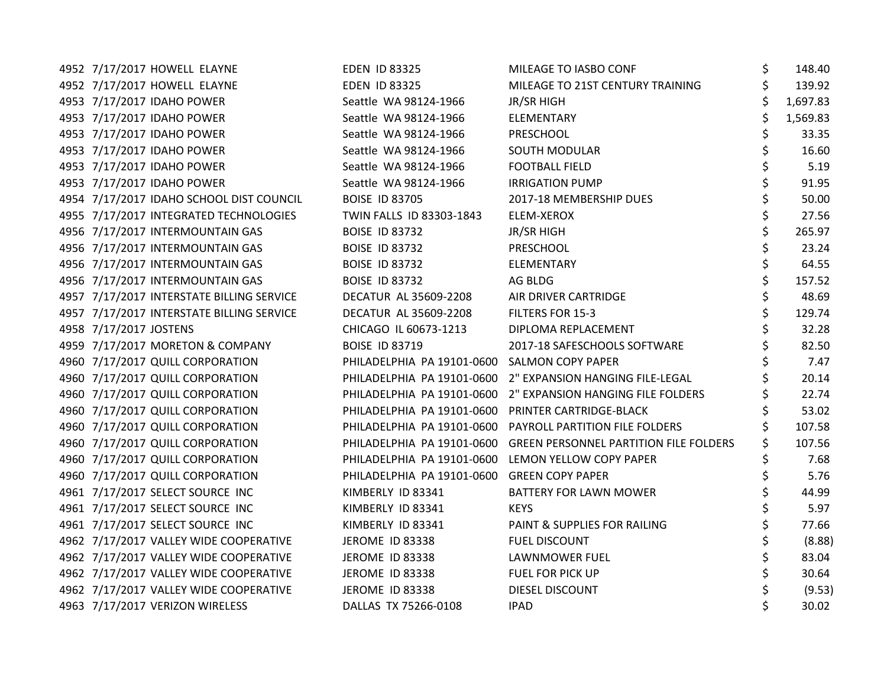| | | | | | | |
|---|---|---|---|---|---|---|
| 4952 | 7/17/2017 | HOWELL ELAYNE | EDEN ID 83325 | MILEAGE TO IASBO CONF | $ | 148.40 |
| 4952 | 7/17/2017 | HOWELL ELAYNE | EDEN ID 83325 | MILEAGE TO 21ST CENTURY TRAINING | $ | 139.92 |
| 4953 | 7/17/2017 | IDAHO POWER | Seattle WA 98124-1966 | JR/SR HIGH | $ | 1,697.83 |
| 4953 | 7/17/2017 | IDAHO POWER | Seattle WA 98124-1966 | ELEMENTARY | $ | 1,569.83 |
| 4953 | 7/17/2017 | IDAHO POWER | Seattle WA 98124-1966 | PRESCHOOL | $ | 33.35 |
| 4953 | 7/17/2017 | IDAHO POWER | Seattle WA 98124-1966 | SOUTH MODULAR | $ | 16.60 |
| 4953 | 7/17/2017 | IDAHO POWER | Seattle WA 98124-1966 | FOOTBALL FIELD | $ | 5.19 |
| 4953 | 7/17/2017 | IDAHO POWER | Seattle WA 98124-1966 | IRRIGATION PUMP | $ | 91.95 |
| 4954 | 7/17/2017 | IDAHO SCHOOL DIST COUNCIL | BOISE ID 83705 | 2017-18 MEMBERSHIP DUES | $ | 50.00 |
| 4955 | 7/17/2017 | INTEGRATED TECHNOLOGIES | TWIN FALLS ID 83303-1843 | ELEM-XEROX | $ | 27.56 |
| 4956 | 7/17/2017 | INTERMOUNTAIN GAS | BOISE ID 83732 | JR/SR HIGH | $ | 265.97 |
| 4956 | 7/17/2017 | INTERMOUNTAIN GAS | BOISE ID 83732 | PRESCHOOL | $ | 23.24 |
| 4956 | 7/17/2017 | INTERMOUNTAIN GAS | BOISE ID 83732 | ELEMENTARY | $ | 64.55 |
| 4956 | 7/17/2017 | INTERMOUNTAIN GAS | BOISE ID 83732 | AG BLDG | $ | 157.52 |
| 4957 | 7/17/2017 | INTERSTATE BILLING SERVICE | DECATUR AL 35609-2208 | AIR DRIVER CARTRIDGE | $ | 48.69 |
| 4957 | 7/17/2017 | INTERSTATE BILLING SERVICE | DECATUR AL 35609-2208 | FILTERS FOR 15-3 | $ | 129.74 |
| 4958 | 7/17/2017 | JOSTENS | CHICAGO IL 60673-1213 | DIPLOMA REPLACEMENT | $ | 32.28 |
| 4959 | 7/17/2017 | MORETON & COMPANY | BOISE ID 83719 | 2017-18 SAFESCHOOLS SOFTWARE | $ | 82.50 |
| 4960 | 7/17/2017 | QUILL CORPORATION | PHILADELPHIA PA 19101-0600 | SALMON COPY PAPER | $ | 7.47 |
| 4960 | 7/17/2017 | QUILL CORPORATION | PHILADELPHIA PA 19101-0600 | 2" EXPANSION HANGING FILE-LEGAL | $ | 20.14 |
| 4960 | 7/17/2017 | QUILL CORPORATION | PHILADELPHIA PA 19101-0600 | 2" EXPANSION HANGING FILE FOLDERS | $ | 22.74 |
| 4960 | 7/17/2017 | QUILL CORPORATION | PHILADELPHIA PA 19101-0600 | PRINTER CARTRIDGE-BLACK | $ | 53.02 |
| 4960 | 7/17/2017 | QUILL CORPORATION | PHILADELPHIA PA 19101-0600 | PAYROLL PARTITION FILE FOLDERS | $ | 107.58 |
| 4960 | 7/17/2017 | QUILL CORPORATION | PHILADELPHIA PA 19101-0600 | GREEN PERSONNEL PARTITION FILE FOLDERS | $ | 107.56 |
| 4960 | 7/17/2017 | QUILL CORPORATION | PHILADELPHIA PA 19101-0600 | LEMON YELLOW COPY PAPER | $ | 7.68 |
| 4960 | 7/17/2017 | QUILL CORPORATION | PHILADELPHIA PA 19101-0600 | GREEN COPY PAPER | $ | 5.76 |
| 4961 | 7/17/2017 | SELECT SOURCE INC | KIMBERLY ID 83341 | BATTERY FOR LAWN MOWER | $ | 44.99 |
| 4961 | 7/17/2017 | SELECT SOURCE INC | KIMBERLY ID 83341 | KEYS | $ | 5.97 |
| 4961 | 7/17/2017 | SELECT SOURCE INC | KIMBERLY ID 83341 | PAINT & SUPPLIES FOR RAILING | $ | 77.66 |
| 4962 | 7/17/2017 | VALLEY WIDE COOPERATIVE | JEROME ID 83338 | FUEL DISCOUNT | $ | (8.88) |
| 4962 | 7/17/2017 | VALLEY WIDE COOPERATIVE | JEROME ID 83338 | LAWNMOWER FUEL | $ | 83.04 |
| 4962 | 7/17/2017 | VALLEY WIDE COOPERATIVE | JEROME ID 83338 | FUEL FOR PICK UP | $ | 30.64 |
| 4962 | 7/17/2017 | VALLEY WIDE COOPERATIVE | JEROME ID 83338 | DIESEL DISCOUNT | $ | (9.53) |
| 4963 | 7/17/2017 | VERIZON WIRELESS | DALLAS TX 75266-0108 | IPAD | $ | 30.02 |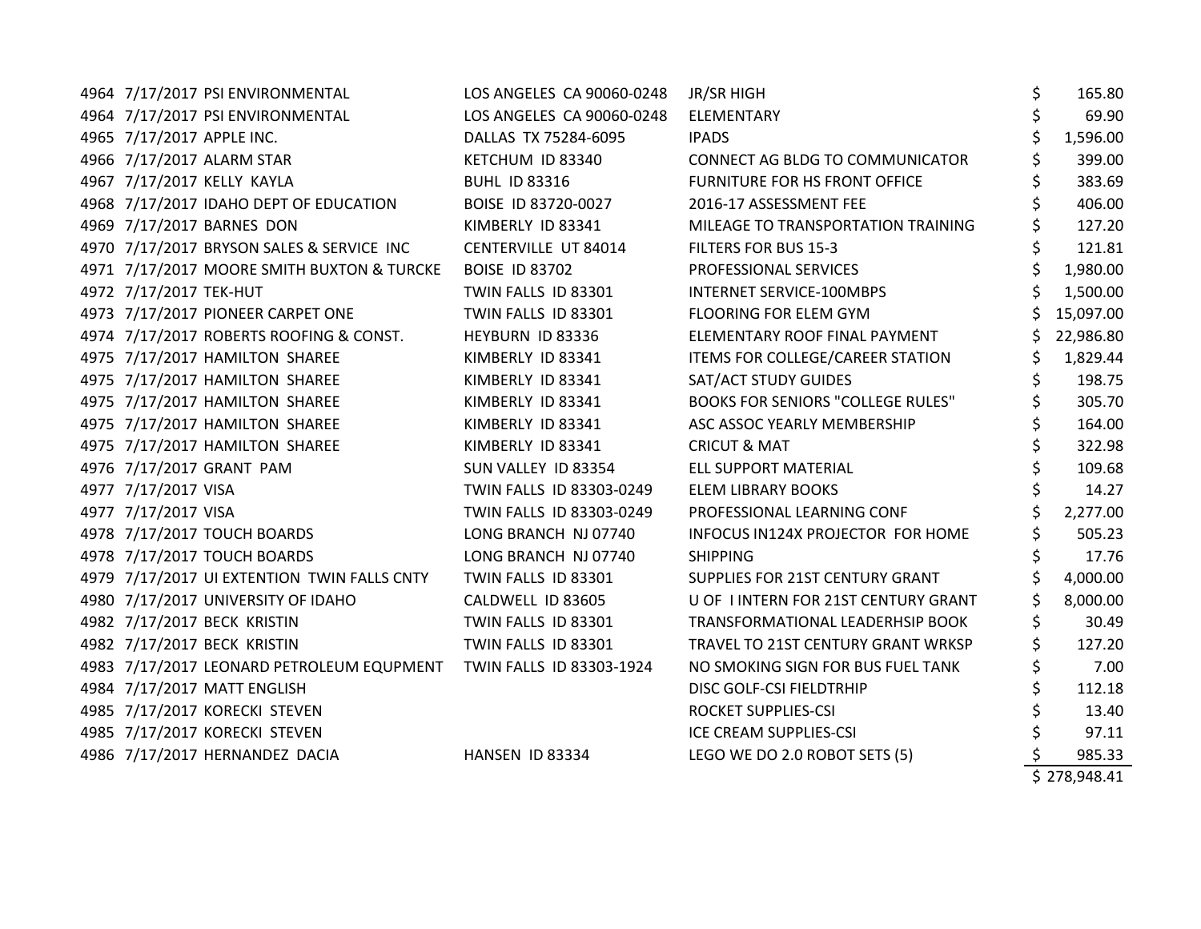| | | | | | |
|---|---|---|---|---|---|
| 4964 | 7/17/2017 | PSI ENVIRONMENTAL | LOS ANGELES CA 90060-0248 | JR/SR HIGH | $ 165.80 |
| 4964 | 7/17/2017 | PSI ENVIRONMENTAL | LOS ANGELES CA 90060-0248 | ELEMENTARY | $ 69.90 |
| 4965 | 7/17/2017 | APPLE INC. | DALLAS TX 75284-6095 | IPADS | $ 1,596.00 |
| 4966 | 7/17/2017 | ALARM STAR | KETCHUM ID 83340 | CONNECT AG BLDG TO COMMUNICATOR | $ 399.00 |
| 4967 | 7/17/2017 | KELLY KAYLA | BUHL ID 83316 | FURNITURE FOR HS FRONT OFFICE | $ 383.69 |
| 4968 | 7/17/2017 | IDAHO DEPT OF EDUCATION | BOISE ID 83720-0027 | 2016-17 ASSESSMENT FEE | $ 406.00 |
| 4969 | 7/17/2017 | BARNES DON | KIMBERLY ID 83341 | MILEAGE TO TRANSPORTATION TRAINING | $ 127.20 |
| 4970 | 7/17/2017 | BRYSON SALES & SERVICE INC | CENTERVILLE UT 84014 | FILTERS FOR BUS 15-3 | $ 121.81 |
| 4971 | 7/17/2017 | MOORE SMITH BUXTON & TURCKE | BOISE ID 83702 | PROFESSIONAL SERVICES | $ 1,980.00 |
| 4972 | 7/17/2017 | TEK-HUT | TWIN FALLS ID 83301 | INTERNET SERVICE-100MBPS | $ 1,500.00 |
| 4973 | 7/17/2017 | PIONEER CARPET ONE | TWIN FALLS ID 83301 | FLOORING FOR ELEM GYM | $ 15,097.00 |
| 4974 | 7/17/2017 | ROBERTS ROOFING & CONST. | HEYBURN ID 83336 | ELEMENTARY ROOF FINAL PAYMENT | $ 22,986.80 |
| 4975 | 7/17/2017 | HAMILTON SHAREE | KIMBERLY ID 83341 | ITEMS FOR COLLEGE/CAREER STATION | $ 1,829.44 |
| 4975 | 7/17/2017 | HAMILTON SHAREE | KIMBERLY ID 83341 | SAT/ACT STUDY GUIDES | $ 198.75 |
| 4975 | 7/17/2017 | HAMILTON SHAREE | KIMBERLY ID 83341 | BOOKS FOR SENIORS "COLLEGE RULES" | $ 305.70 |
| 4975 | 7/17/2017 | HAMILTON SHAREE | KIMBERLY ID 83341 | ASC ASSOC YEARLY MEMBERSHIP | $ 164.00 |
| 4975 | 7/17/2017 | HAMILTON SHAREE | KIMBERLY ID 83341 | CRICUT & MAT | $ 322.98 |
| 4976 | 7/17/2017 | GRANT PAM | SUN VALLEY ID 83354 | ELL SUPPORT MATERIAL | $ 109.68 |
| 4977 | 7/17/2017 | VISA | TWIN FALLS ID 83303-0249 | ELEM LIBRARY BOOKS | $ 14.27 |
| 4977 | 7/17/2017 | VISA | TWIN FALLS ID 83303-0249 | PROFESSIONAL LEARNING CONF | $ 2,277.00 |
| 4978 | 7/17/2017 | TOUCH BOARDS | LONG BRANCH NJ 07740 | INFOCUS IN124X PROJECTOR FOR HOME | $ 505.23 |
| 4978 | 7/17/2017 | TOUCH BOARDS | LONG BRANCH NJ 07740 | SHIPPING | $ 17.76 |
| 4979 | 7/17/2017 | UI EXTENTION TWIN FALLS CNTY | TWIN FALLS ID 83301 | SUPPLIES FOR 21ST CENTURY GRANT | $ 4,000.00 |
| 4980 | 7/17/2017 | UNIVERSITY OF IDAHO | CALDWELL ID 83605 | U OF I INTERN FOR 21ST CENTURY GRANT | $ 8,000.00 |
| 4982 | 7/17/2017 | BECK KRISTIN | TWIN FALLS ID 83301 | TRANSFORMATIONAL LEADERHSIP BOOK | $ 30.49 |
| 4982 | 7/17/2017 | BECK KRISTIN | TWIN FALLS ID 83301 | TRAVEL TO 21ST CENTURY GRANT WRKSP | $ 127.20 |
| 4983 | 7/17/2017 | LEONARD PETROLEUM EQUPMENT | TWIN FALLS ID 83303-1924 | NO SMOKING SIGN FOR BUS FUEL TANK | $ 7.00 |
| 4984 | 7/17/2017 | MATT ENGLISH | | DISC GOLF-CSI FIELDTRHIP | $ 112.18 |
| 4985 | 7/17/2017 | KORECKI STEVEN | | ROCKET SUPPLIES-CSI | $ 13.40 |
| 4985 | 7/17/2017 | KORECKI STEVEN | | ICE CREAM SUPPLIES-CSI | $ 97.11 |
| 4986 | 7/17/2017 | HERNANDEZ DACIA | HANSEN ID 83334 | LEGO WE DO 2.0 ROBOT SETS (5) | $ 985.33 |
| | | | | | $ 278,948.41 |